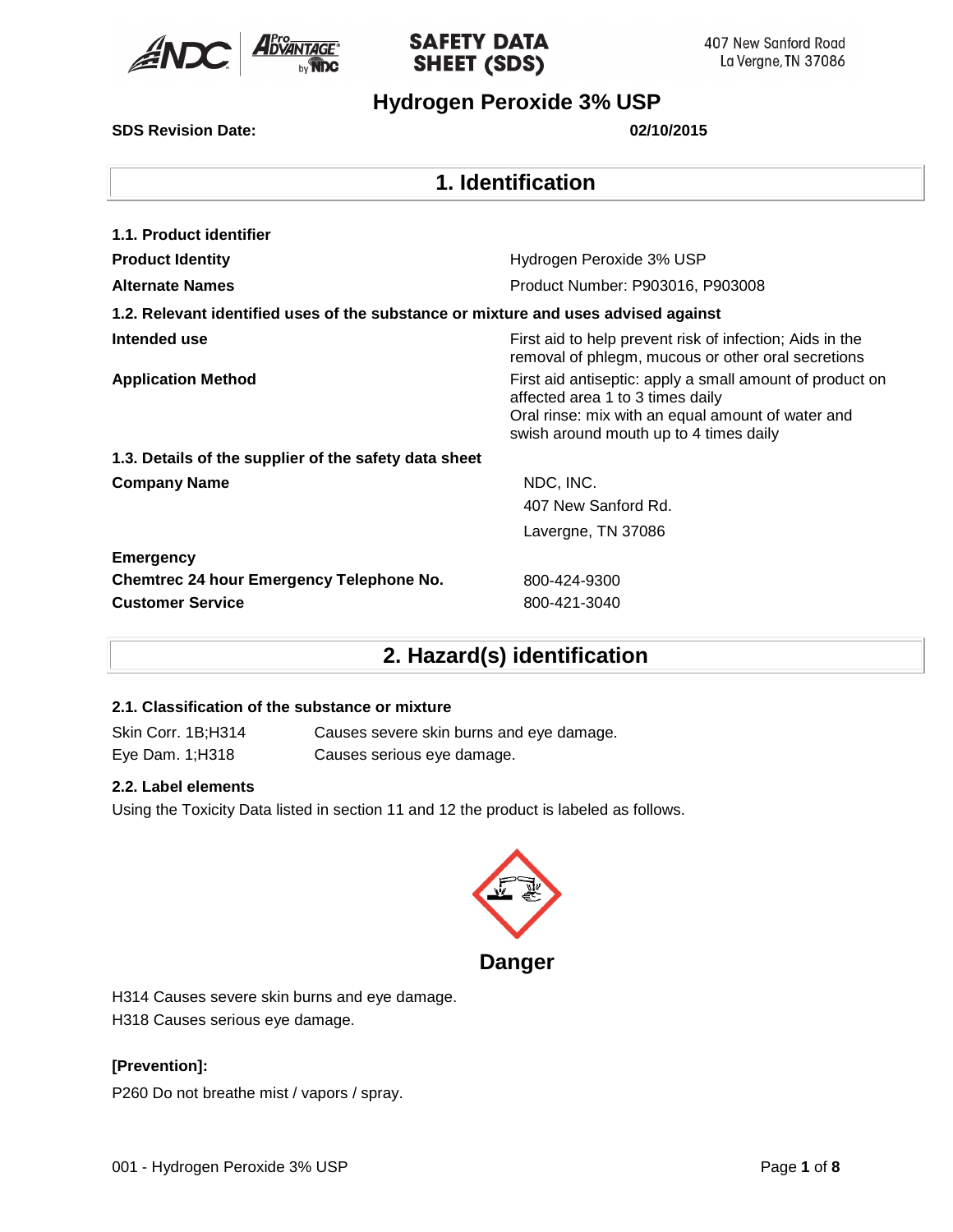SAFETY DATA SHEET (SDS)

407 New Sanford Road
La Vergne, TN 37086

# Hydrogen Peroxide 3% USP

**SDS Revision Date:** **02/10/2015**

## 1. Identification

**1.1. Product identifier**

| | |
|---|---|
| **Product Identity** | Hydrogen Peroxide 3% USP |
| **Alternate Names** | Product Number: P903016, P903008 |

**1.2. Relevant identified uses of the substance or mixture and uses advised against**

| | |
|---|---|
| **Intended use** | First aid to help prevent risk of infection; Aids in the removal of phlegm, mucous or other oral secretions |
| **Application Method** | First aid antiseptic: apply a small amount of product on affected area 1 to 3 times daily<br>Oral rinse: mix with an equal amount of water and swish around mouth up to 4 times daily |

**1.3. Details of the supplier of the safety data sheet**

| | |
|---|---|
| **Company Name** | NDC, INC.<br>407 New Sanford Rd.<br>Lavergne, TN 37086 |
| **Emergency** | |
| **Chemtrec 24 hour Emergency Telephone No.** | 800-424-9300 |
| **Customer Service** | 800-421-3040 |

## 2. Hazard(s) identification

**2.1. Classification of the substance or mixture**

| | |
|---|---|
| Skin Corr. 1B;H314 | Causes severe skin burns and eye damage. |
| Eye Dam. 1;H318 | Causes serious eye damage. |

**2.2. Label elements**

Using the Toxicity Data listed in section 11 and 12 the product is labeled as follows.

**Danger**

H314 Causes severe skin burns and eye damage.
H318 Causes serious eye damage.

**[Prevention]:**

P260 Do not breathe mist / vapors / spray.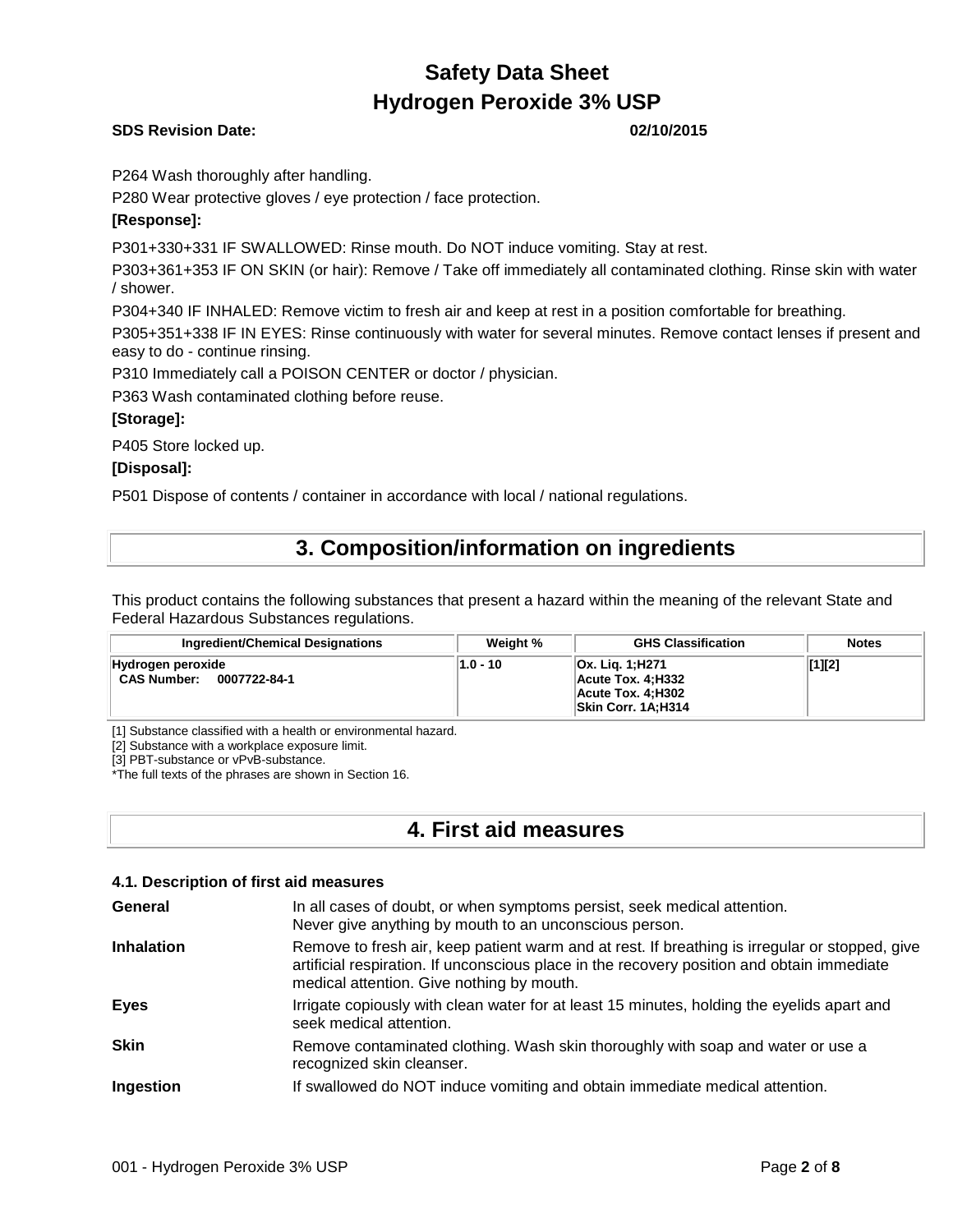P264 Wash thoroughly after handling.

P280 Wear protective gloves / eye protection / face protection.

**[Response]:**

P301+330+331 IF SWALLOWED: Rinse mouth. Do NOT induce vomiting. Stay at rest.

P303+361+353 IF ON SKIN (or hair): Remove / Take off immediately all contaminated clothing. Rinse skin with water / shower.

P304+340 IF INHALED: Remove victim to fresh air and keep at rest in a position comfortable for breathing.

P305+351+338 IF IN EYES: Rinse continuously with water for several minutes. Remove contact lenses if present and easy to do - continue rinsing.

P310 Immediately call a POISON CENTER or doctor / physician.

P363 Wash contaminated clothing before reuse.

**[Storage]:**

P405 Store locked up.

**[Disposal]:**

P501 Dispose of contents / container in accordance with local / national regulations.

# 3. Composition/information on ingredients

This product contains the following substances that present a hazard within the meaning of the relevant State and Federal Hazardous Substances regulations.

| Ingredient/Chemical Designations | Weight % | GHS Classification | Notes |
|---|---|---|---|
| **Hydrogen peroxide**<br>**CAS Number: 0007722-84-1** | **1.0 - 10** | **Ox. Liq. 1;H271**<br>**Acute Tox. 4;H332**<br>**Acute Tox. 4;H302**<br>**Skin Corr. 1A;H314** | **[1][2]** |

[1] Substance classified with a health or environmental hazard.
[2] Substance with a workplace exposure limit.
[3] PBT-substance or vPvB-substance.
*The full texts of the phrases are shown in Section 16.

# 4. First aid measures

### 4.1. Description of first aid measures

**General** In all cases of doubt, or when symptoms persist, seek medical attention. Never give anything by mouth to an unconscious person.

**Inhalation** Remove to fresh air, keep patient warm and at rest. If breathing is irregular or stopped, give artificial respiration. If unconscious place in the recovery position and obtain immediate medical attention. Give nothing by mouth.

**Eyes** Irrigate copiously with clean water for at least 15 minutes, holding the eyelids apart and seek medical attention.

**Skin** Remove contaminated clothing. Wash skin thoroughly with soap and water or use a recognized skin cleanser.

**Ingestion** If swallowed do NOT induce vomiting and obtain immediate medical attention.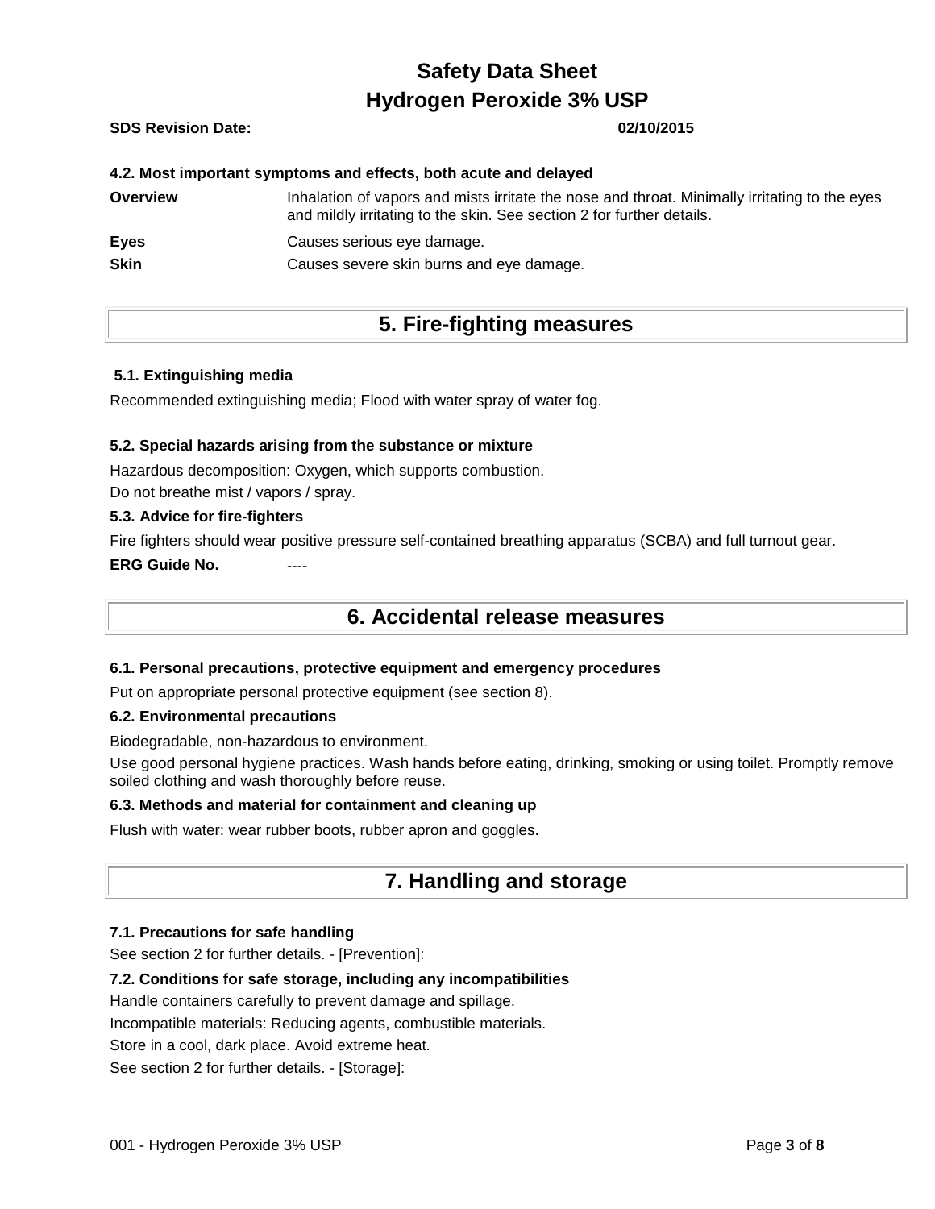**4.2. Most important symptoms and effects, both acute and delayed**

| | |
|---|---|
| **Overview** | Inhalation of vapors and mists irritate the nose and throat. Minimally irritating to the eyes and mildly irritating to the skin. See section 2 for further details. |
| **Eyes** | Causes serious eye damage. |
| **Skin** | Causes severe skin burns and eye damage. |

# 5. Fire-fighting measures

**5.1. Extinguishing media**

Recommended extinguishing media; Flood with water spray of water fog.

**5.2. Special hazards arising from the substance or mixture**

Hazardous decomposition: Oxygen, which supports combustion.

Do not breathe mist / vapors / spray.

**5.3. Advice for fire-fighters**

Fire fighters should wear positive pressure self-contained breathing apparatus (SCBA) and full turnout gear.

**ERG Guide No.** ----

# 6. Accidental release measures

**6.1. Personal precautions, protective equipment and emergency procedures**

Put on appropriate personal protective equipment (see section 8).

**6.2. Environmental precautions**

Biodegradable, non-hazardous to environment.

Use good personal hygiene practices. Wash hands before eating, drinking, smoking or using toilet. Promptly remove soiled clothing and wash thoroughly before reuse.

**6.3. Methods and material for containment and cleaning up**

Flush with water: wear rubber boots, rubber apron and goggles.

# 7. Handling and storage

**7.1. Precautions for safe handling**

See section 2 for further details. - [Prevention]:

**7.2. Conditions for safe storage, including any incompatibilities**

Handle containers carefully to prevent damage and spillage.

Incompatible materials: Reducing agents, combustible materials.

Store in a cool, dark place. Avoid extreme heat.

See section 2 for further details. - [Storage]: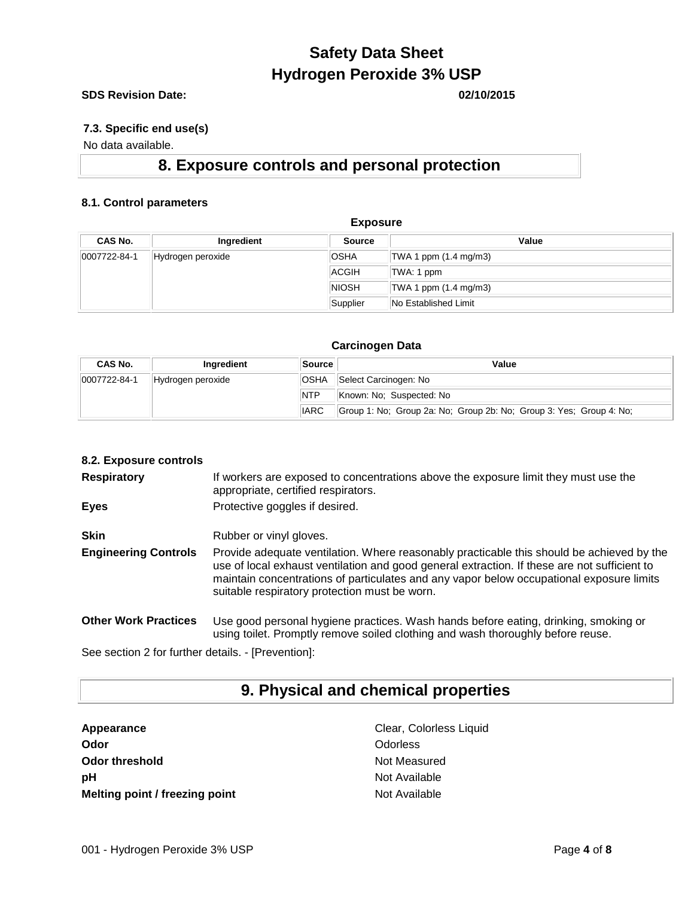#### 7.3. Specific end use(s)

No data available.

## 8. Exposure controls and personal protection

### 8.1. Control parameters

**Exposure**

| CAS No. | Ingredient | Source | Value |
|---|---|---|---|
| 0007722-84-1 | Hydrogen peroxide | OSHA | TWA 1 ppm (1.4 mg/m3) |
| | | ACGIH | TWA: 1 ppm |
| | | NIOSH | TWA 1 ppm (1.4 mg/m3) |
| | | Supplier | No Established Limit |

**Carcinogen Data**

| CAS No. | Ingredient | Source | Value |
|---|---|---|---|
| 0007722-84-1 | Hydrogen peroxide | OSHA | Select Carcinogen: No |
| | | NTP | Known: No; Suspected: No |
| | | IARC | Group 1: No; Group 2a: No; Group 2b: No; Group 3: Yes; Group 4: No; |

### 8.2. Exposure controls

**Respiratory** If workers are exposed to concentrations above the exposure limit they must use the appropriate, certified respirators.

**Eyes** Protective goggles if desired.

**Skin** Rubber or vinyl gloves.

**Engineering Controls** Provide adequate ventilation. Where reasonably practicable this should be achieved by the use of local exhaust ventilation and good general extraction. If these are not sufficient to maintain concentrations of particulates and any vapor below occupational exposure limits suitable respiratory protection must be worn.

**Other Work Practices** Use good personal hygiene practices. Wash hands before eating, drinking, smoking or using toilet. Promptly remove soiled clothing and wash thoroughly before reuse.

See section 2 for further details. - [Prevention]:

## 9. Physical and chemical properties

**Appearance** Clear, Colorless Liquid

**Odor** Odorless

**Odor threshold** Not Measured

**pH** Not Available

**Melting point / freezing point** Not Available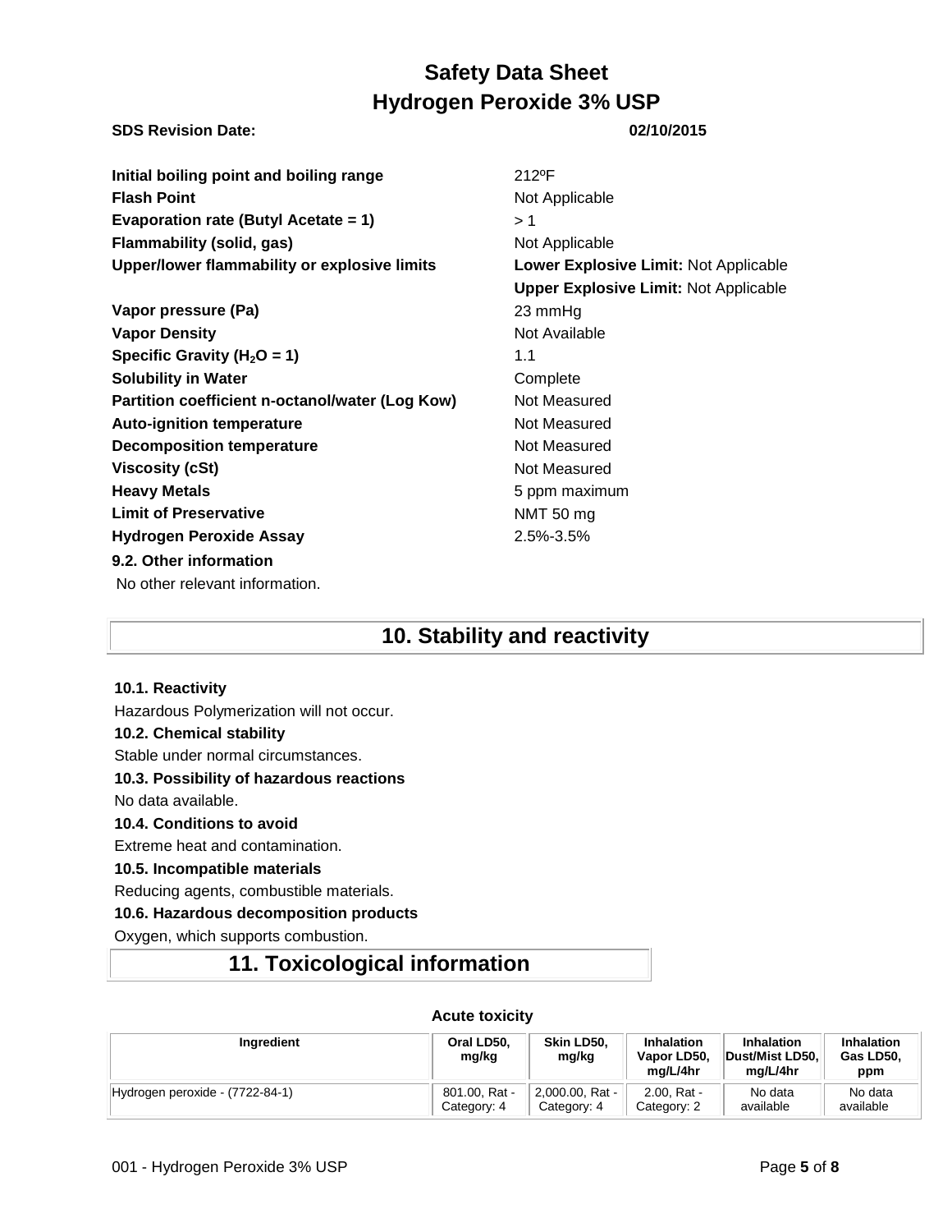| | |
|---|---|
| **Initial boiling point and boiling range** | 212ºF |
| **Flash Point** | Not Applicable |
| **Evaporation rate (Butyl Acetate = 1)** | > 1 |
| **Flammability (solid, gas)** | Not Applicable |
| **Upper/lower flammability or explosive limits** | **Lower Explosive Limit:** Not Applicable<br>**Upper Explosive Limit:** Not Applicable |
| **Vapor pressure (Pa)** | 23 mmHg |
| **Vapor Density** | Not Available |
| **Specific Gravity ($H_2O$ = 1)** | 1.1 |
| **Solubility in Water** | Complete |
| **Partition coefficient n-octanol/water (Log Kow)** | Not Measured |
| **Auto-ignition temperature** | Not Measured |
| **Decomposition temperature** | Not Measured |
| **Viscosity (cSt)** | Not Measured |
| **Heavy Metals** | 5 ppm maximum |
| **Limit of Preservative** | NMT 50 mg |
| **Hydrogen Peroxide Assay** | 2.5%-3.5% |

**9.2. Other information**

No other relevant information.

## 10. Stability and reactivity

**10.1. Reactivity**

Hazardous Polymerization will not occur.

**10.2. Chemical stability**

Stable under normal circumstances.

**10.3. Possibility of hazardous reactions**

No data available.

**10.4. Conditions to avoid**

Extreme heat and contamination.

**10.5. Incompatible materials**

Reducing agents, combustible materials.

**10.6. Hazardous decomposition products**

Oxygen, which supports combustion.

## 11. Toxicological information

**Acute toxicity**

| Ingredient | Oral LD50, mg/kg | Skin LD50, mg/kg | Inhalation Vapor LD50, mg/L/4hr | Inhalation Dust/Mist LD50, mg/L/4hr | Inhalation Gas LD50, ppm |
|---|---|---|---|---|---|
| Hydrogen peroxide - (7722-84-1) | 801.00, Rat - Category: 4 | 2,000.00, Rat - Category: 4 | 2.00, Rat - Category: 2 | No data available | No data available |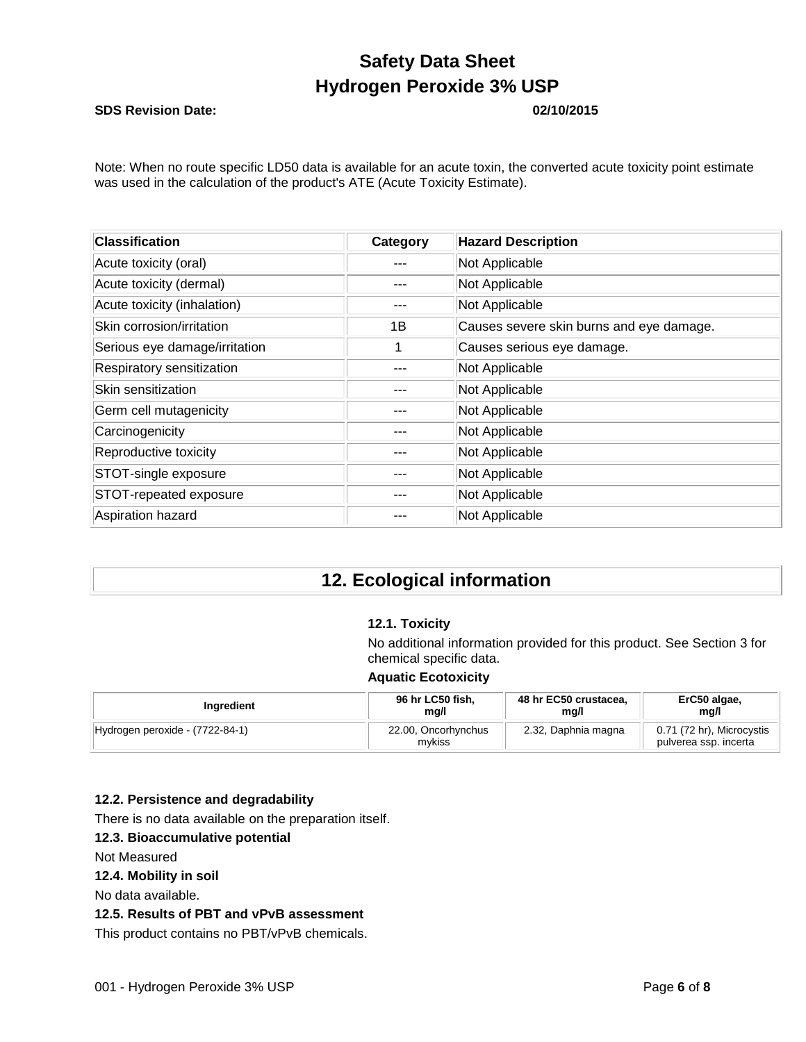Note: When no route specific LD50 data is available for an acute toxin, the converted acute toxicity point estimate was used in the calculation of the product's ATE (Acute Toxicity Estimate).

| Classification | Category | Hazard Description |
|---|---|---|
| Acute toxicity (oral) | --- | Not Applicable |
| Acute toxicity (dermal) | --- | Not Applicable |
| Acute toxicity (inhalation) | --- | Not Applicable |
| Skin corrosion/irritation | 1B | Causes severe skin burns and eye damage. |
| Serious eye damage/irritation | 1 | Causes serious eye damage. |
| Respiratory sensitization | --- | Not Applicable |
| Skin sensitization | --- | Not Applicable |
| Germ cell mutagenicity | --- | Not Applicable |
| Carcinogenicity | --- | Not Applicable |
| Reproductive toxicity | --- | Not Applicable |
| STOT-single exposure | --- | Not Applicable |
| STOT-repeated exposure | --- | Not Applicable |
| Aspiration hazard | --- | Not Applicable |

## 12. Ecological information

**12.1. Toxicity**

No additional information provided for this product. See Section 3 for chemical specific data.

**Aquatic Ecotoxicity**

| Ingredient | 96 hr LC50 fish, mg/l | 48 hr EC50 crustacea, mg/l | ErC50 algae, mg/l |
|---|---|---|---|
| Hydrogen peroxide - (7722-84-1) | 22.00, Oncorhynchus mykiss | 2.32, Daphnia magna | 0.71 (72 hr), Microcystis pulverea ssp. incerta |

**12.2. Persistence and degradability**

There is no data available on the preparation itself.

**12.3. Bioaccumulative potential**

Not Measured

**12.4. Mobility in soil**

No data available.

**12.5. Results of PBT and vPvB assessment**

This product contains no PBT/vPvB chemicals.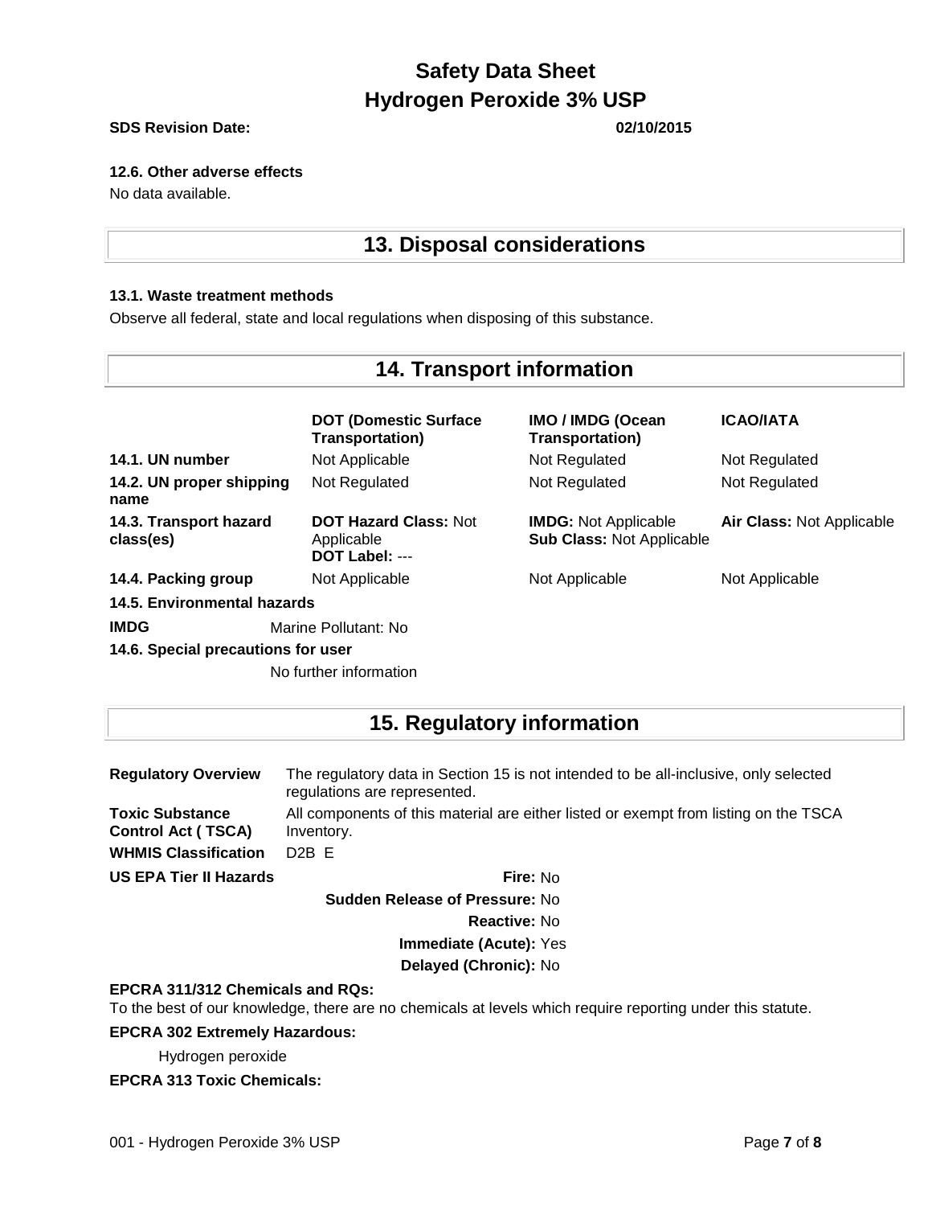**SDS Revision Date:** 02/10/2015

#### 12.6. Other adverse effects

No data available.

## 13. Disposal considerations

#### 13.1. Waste treatment methods

Observe all federal, state and local regulations when disposing of this substance.

## 14. Transport information

| | DOT (Domestic Surface Transportation) | IMO / IMDG (Ocean Transportation) | ICAO/IATA |
|---|---|---|---|
| **14.1. UN number** | Not Applicable | Not Regulated | Not Regulated |
| **14.2. UN proper shipping name** | Not Regulated | Not Regulated | Not Regulated |
| **14.3. Transport hazard class(es)** | **DOT Hazard Class:** Not Applicable **DOT Label:** --- | **IMDG:** Not Applicable **Sub Class:** Not Applicable | **Air Class:** Not Applicable |
| **14.4. Packing group** | Not Applicable | Not Applicable | Not Applicable |

**14.5. Environmental hazards**

**IMDG** Marine Pollutant: No

**14.6. Special precautions for user**

No further information

## 15. Regulatory information

**Regulatory Overview** The regulatory data in Section 15 is not intended to be all-inclusive, only selected regulations are represented.

**Toxic Substance Control Act ( TSCA)** All components of this material are either listed or exempt from listing on the TSCA Inventory.

**WHMIS Classification** D2B E

**US EPA Tier II Hazards**

**Fire:** No

**Sudden Release of Pressure:** No

**Reactive:** No

**Immediate (Acute):** Yes

**Delayed (Chronic):** No

**EPCRA 311/312 Chemicals and RQs:**

To the best of our knowledge, there are no chemicals at levels which require reporting under this statute.

**EPCRA 302 Extremely Hazardous:**

Hydrogen peroxide

**EPCRA 313 Toxic Chemicals:**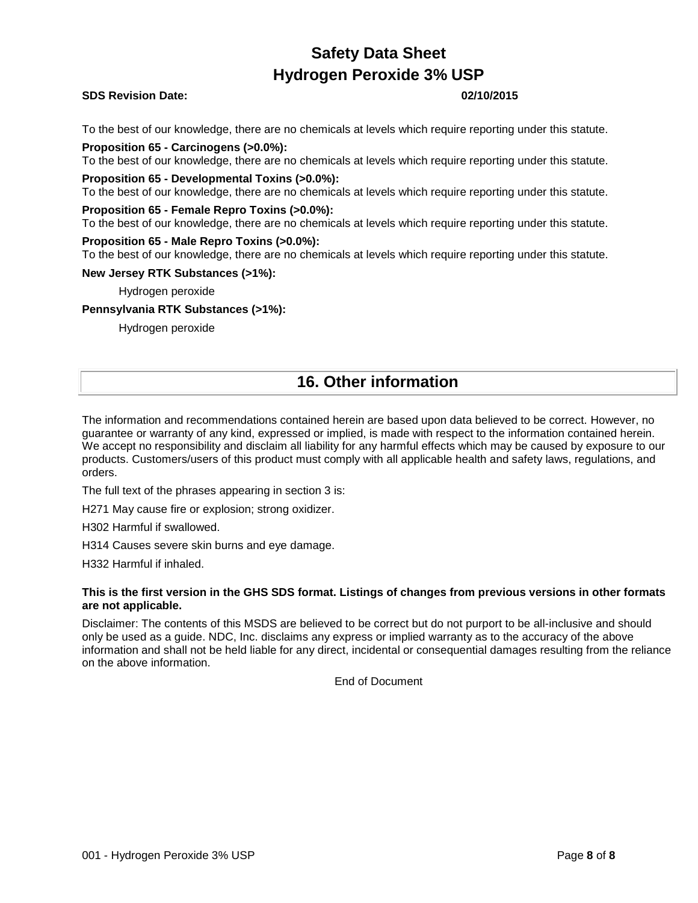To the best of our knowledge, there are no chemicals at levels which require reporting under this statute.

**Proposition 65 - Carcinogens (>0.0%):**

To the best of our knowledge, there are no chemicals at levels which require reporting under this statute.

**Proposition 65 - Developmental Toxins (>0.0%):**

To the best of our knowledge, there are no chemicals at levels which require reporting under this statute.

**Proposition 65 - Female Repro Toxins (>0.0%):**

To the best of our knowledge, there are no chemicals at levels which require reporting under this statute.

**Proposition 65 - Male Repro Toxins (>0.0%):**

To the best of our knowledge, there are no chemicals at levels which require reporting under this statute.

**New Jersey RTK Substances (>1%):**

Hydrogen peroxide

**Pennsylvania RTK Substances (>1%):**

Hydrogen peroxide

## 16. Other information

The information and recommendations contained herein are based upon data believed to be correct. However, no guarantee or warranty of any kind, expressed or implied, is made with respect to the information contained herein. We accept no responsibility and disclaim all liability for any harmful effects which may be caused by exposure to our products. Customers/users of this product must comply with all applicable health and safety laws, regulations, and orders.

The full text of the phrases appearing in section 3 is:

H271 May cause fire or explosion; strong oxidizer.

H302 Harmful if swallowed.

H314 Causes severe skin burns and eye damage.

H332 Harmful if inhaled.

**This is the first version in the GHS SDS format. Listings of changes from previous versions in other formats are not applicable.**

Disclaimer: The contents of this MSDS are believed to be correct but do not purport to be all-inclusive and should only be used as a guide. NDC, Inc. disclaims any express or implied warranty as to the accuracy of the above information and shall not be held liable for any direct, incidental or consequential damages resulting from the reliance on the above information.

End of Document